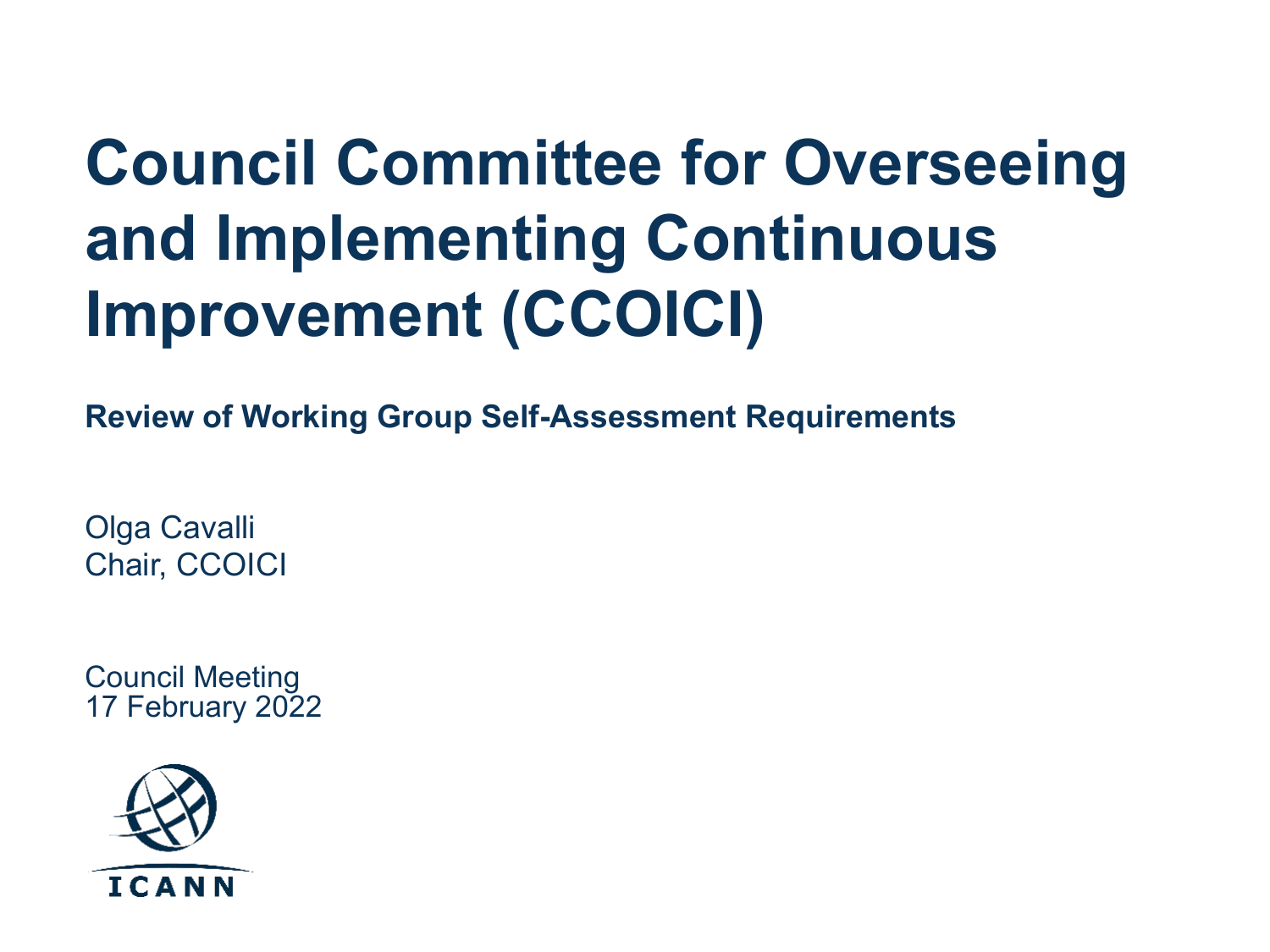# Council Committee for Overseeing and Implementing Continuous Improvement (CCOICI)

**Review of Working Group Self-Assessment Requirements**

Olga Cavalli
Chair, CCOICI

Council Meeting
17 February 2022

ICANN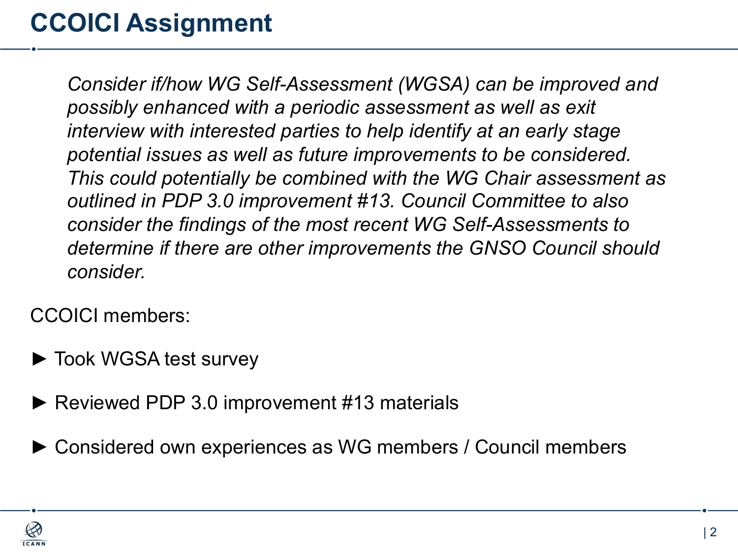# CCOICI Assignment

*Consider if/how WG Self-Assessment (WGSA) can be improved and possibly enhanced with a periodic assessment as well as exit interview with interested parties to help identify at an early stage potential issues as well as future improvements to be considered. This could potentially be combined with the WG Chair assessment as outlined in PDP 3.0 improvement #13. Council Committee to also consider the findings of the most recent WG Self-Assessments to determine if there are other improvements the GNSO Council should consider.*

CCOICI members:

- Took WGSA test survey
- Reviewed PDP 3.0 improvement #13 materials
- Considered own experiences as WG members / Council members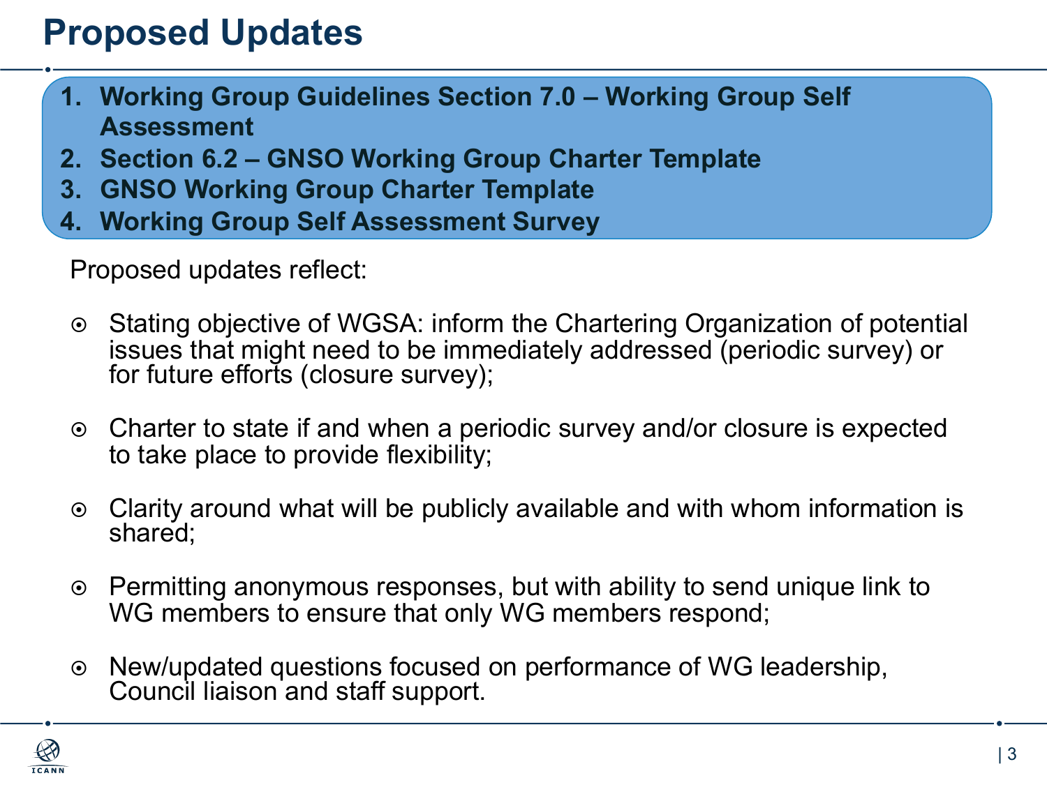# Proposed Updates

1. **Working Group Guidelines Section 7.0 – Working Group Self Assessment**
2. **Section 6.2 – GNSO Working Group Charter Template**
3. **GNSO Working Group Charter Template**
4. **Working Group Self Assessment Survey**

Proposed updates reflect:

- Stating objective of WGSA: inform the Chartering Organization of potential issues that might need to be immediately addressed (periodic survey) or for future efforts (closure survey);
- Charter to state if and when a periodic survey and/or closure is expected to take place to provide flexibility;
- Clarity around what will be publicly available and with whom information is shared;
- Permitting anonymous responses, but with ability to send unique link to WG members to ensure that only WG members respond;
- New/updated questions focused on performance of WG leadership, Council liaison and staff support.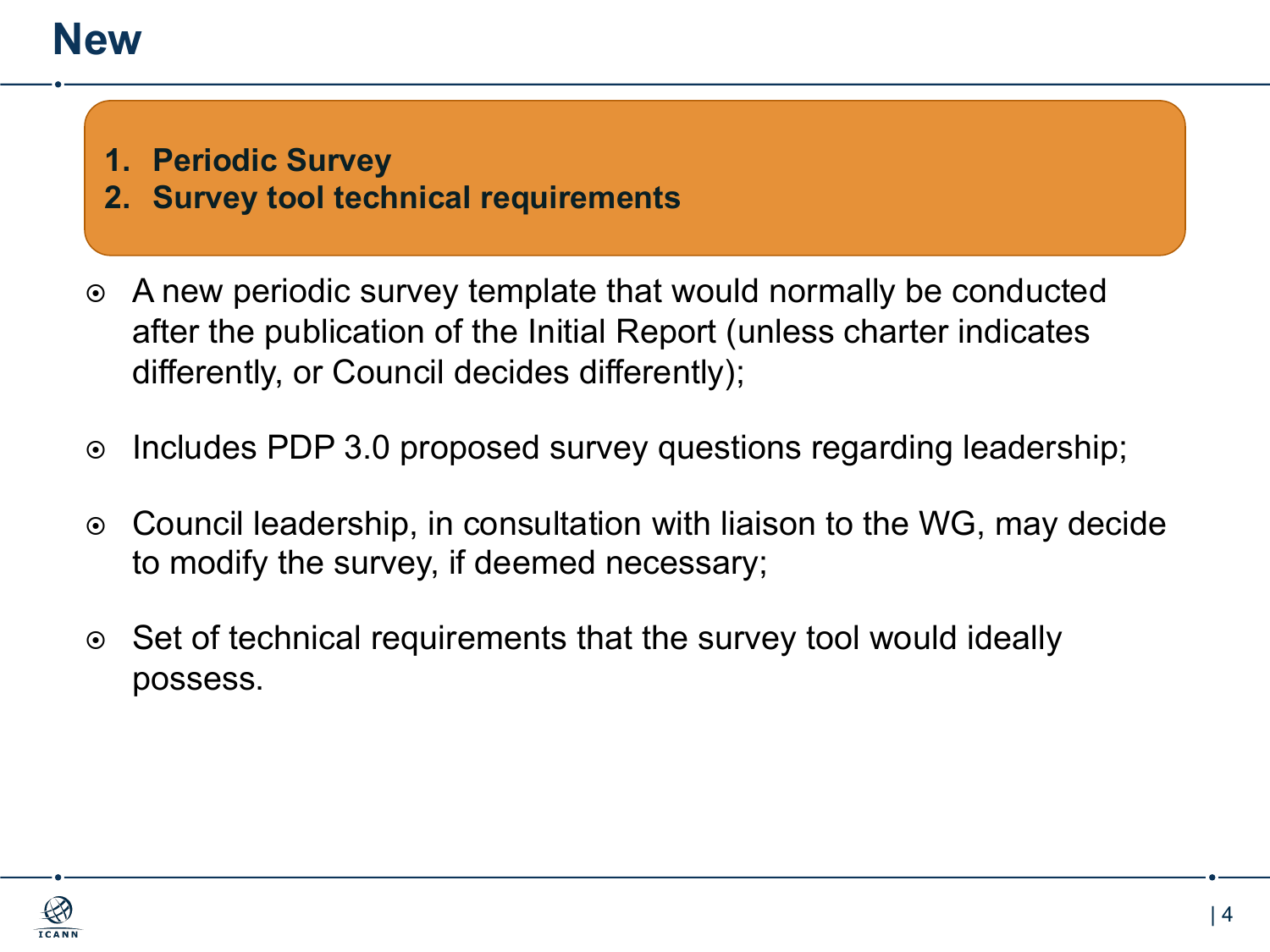# New

1. **Periodic Survey**
2. **Survey tool technical requirements**

- A new periodic survey template that would normally be conducted after the publication of the Initial Report (unless charter indicates differently, or Council decides differently);
- Includes PDP 3.0 proposed survey questions regarding leadership;
- Council leadership, in consultation with liaison to the WG, may decide to modify the survey, if deemed necessary;
- Set of technical requirements that the survey tool would ideally possess.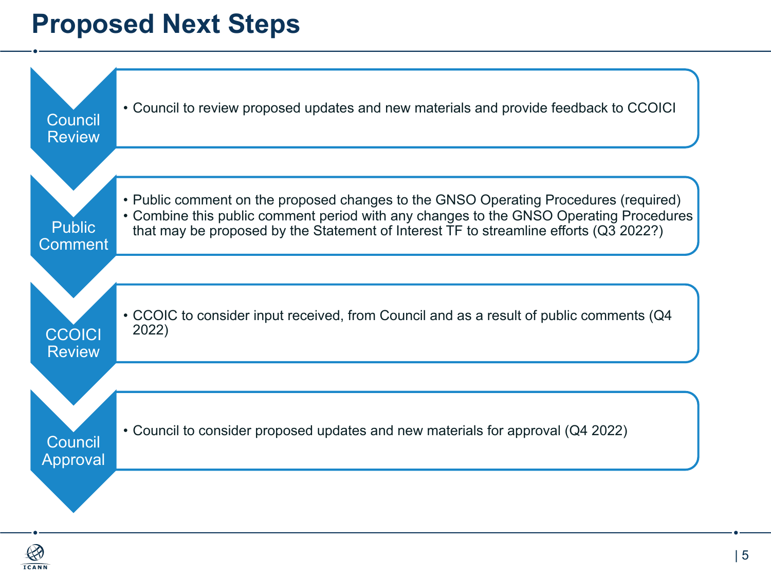# Proposed Next Steps

**Council Review**

- Council to review proposed updates and new materials and provide feedback to CCOICI

**Public Comment**

- Public comment on the proposed changes to the GNSO Operating Procedures (required)
- Combine this public comment period with any changes to the GNSO Operating Procedures that may be proposed by the Statement of Interest TF to streamline efforts (Q3 2022?)

**CCOICI Review**

- CCOIC to consider input received, from Council and as a result of public comments (Q4 2022)

**Council Approval**

- Council to consider proposed updates and new materials for approval (Q4 2022)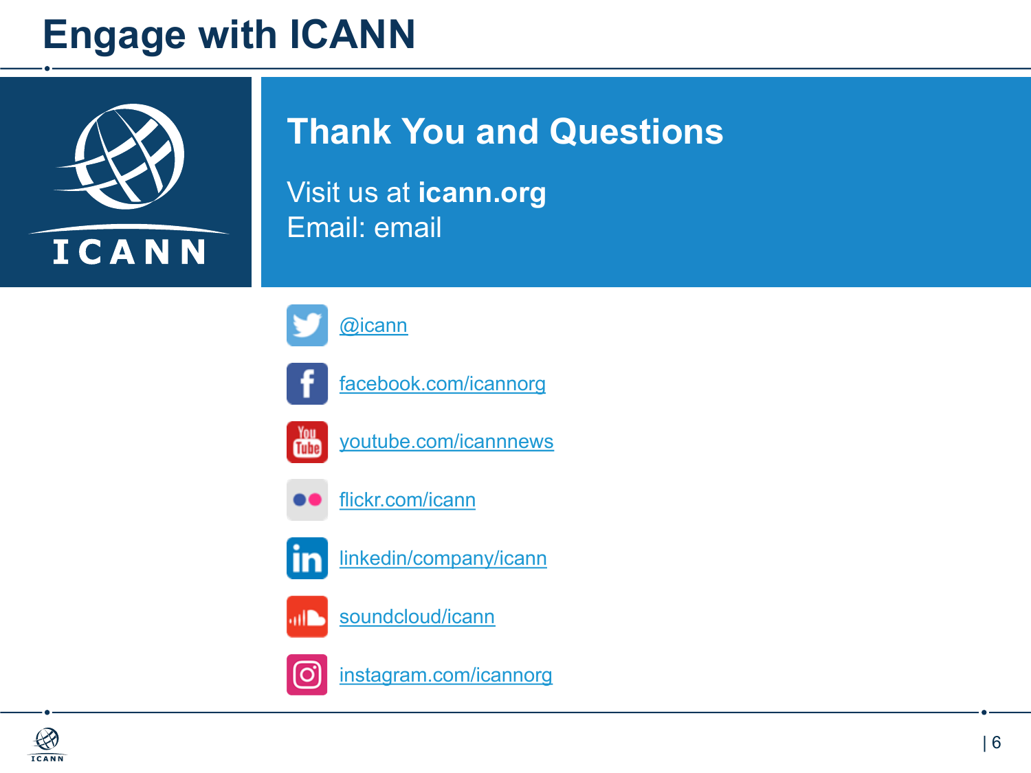# Engage with ICANN

## Thank You and Questions

Visit us at **icann.org**
Email: email

- @icann
- facebook.com/icannorg
- youtube.com/icannnews
- flickr.com/icann
- linkedin/company/icann
- soundcloud/icann
- instagram.com/icannorg